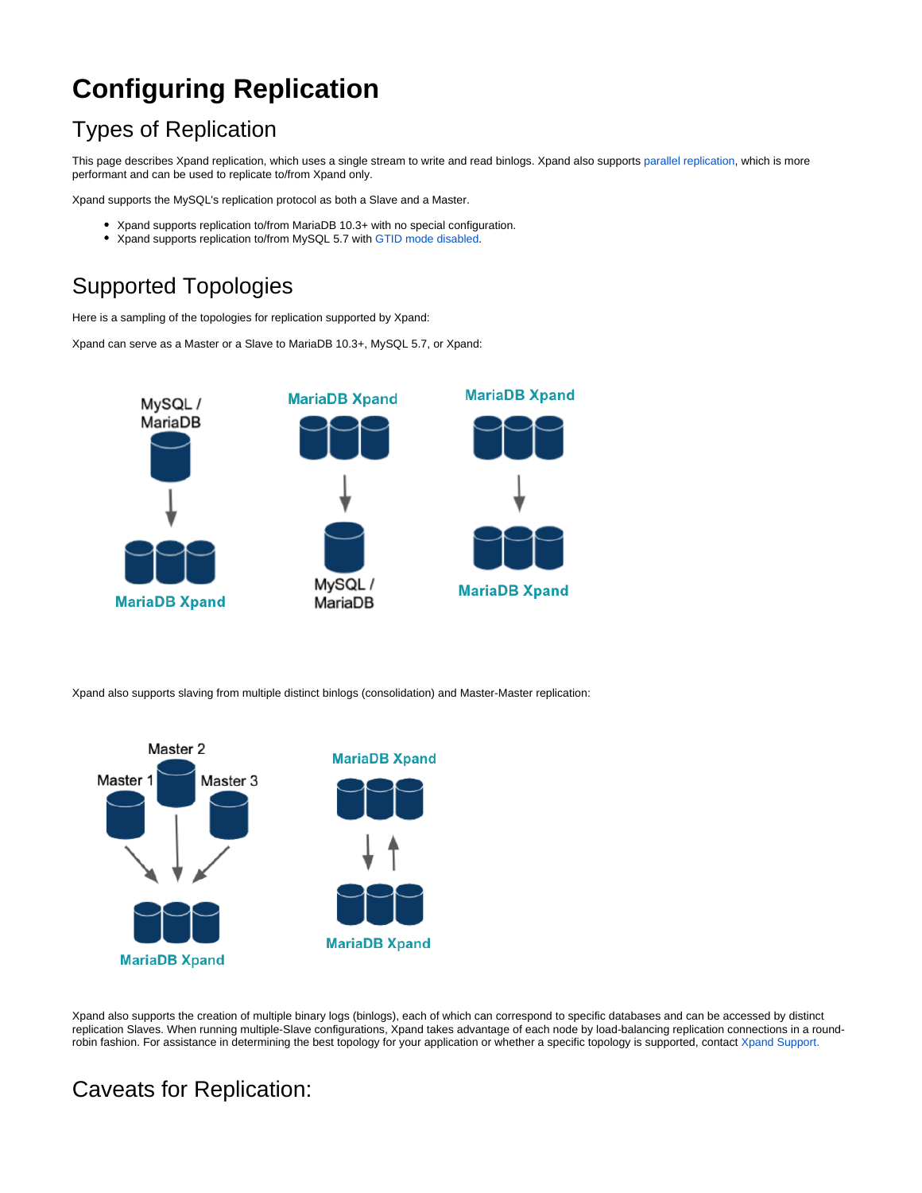# Configuring Replication

## Types of Replication

This page describes Xpand replication, which uses a single stream to write and read binlogs. Xpand also supports parallel replication, which is more performant and can be used to replicate to/from Xpand only.

Xpand supports the MySQL's replication protocol as both a Slave and a Master.

- Xpand supports replication to/from MariaDB 10.3+ with no special configuration.
- Xpand supports replication to/from MySQL 5.7 with GTID mode disabled.

## Supported Topologies

Here is a sampling of the topologies for replication supported by Xpand:

Xpand can serve as a Master or a Slave to MariaDB 10.3+, MySQL 5.7, or Xpand:

MySQL / MariaDB
MariaDB Xpand
MariaDB Xpand
MySQL / MariaDB
MariaDB Xpand
MariaDB Xpand

Xpand also supports slaving from multiple distinct binlogs (consolidation) and Master-Master replication:

Master 2
Master 1
Master 3
MariaDB Xpand
MariaDB Xpand
MariaDB Xpand

Xpand also supports the creation of multiple binary logs (binlogs), each of which can correspond to specific databases and can be accessed by distinct replication Slaves. When running multiple-Slave configurations, Xpand takes advantage of each node by load-balancing replication connections in a round-robin fashion. For assistance in determining the best topology for your application or whether a specific topology is supported, contact Xpand Support.

## Caveats for Replication: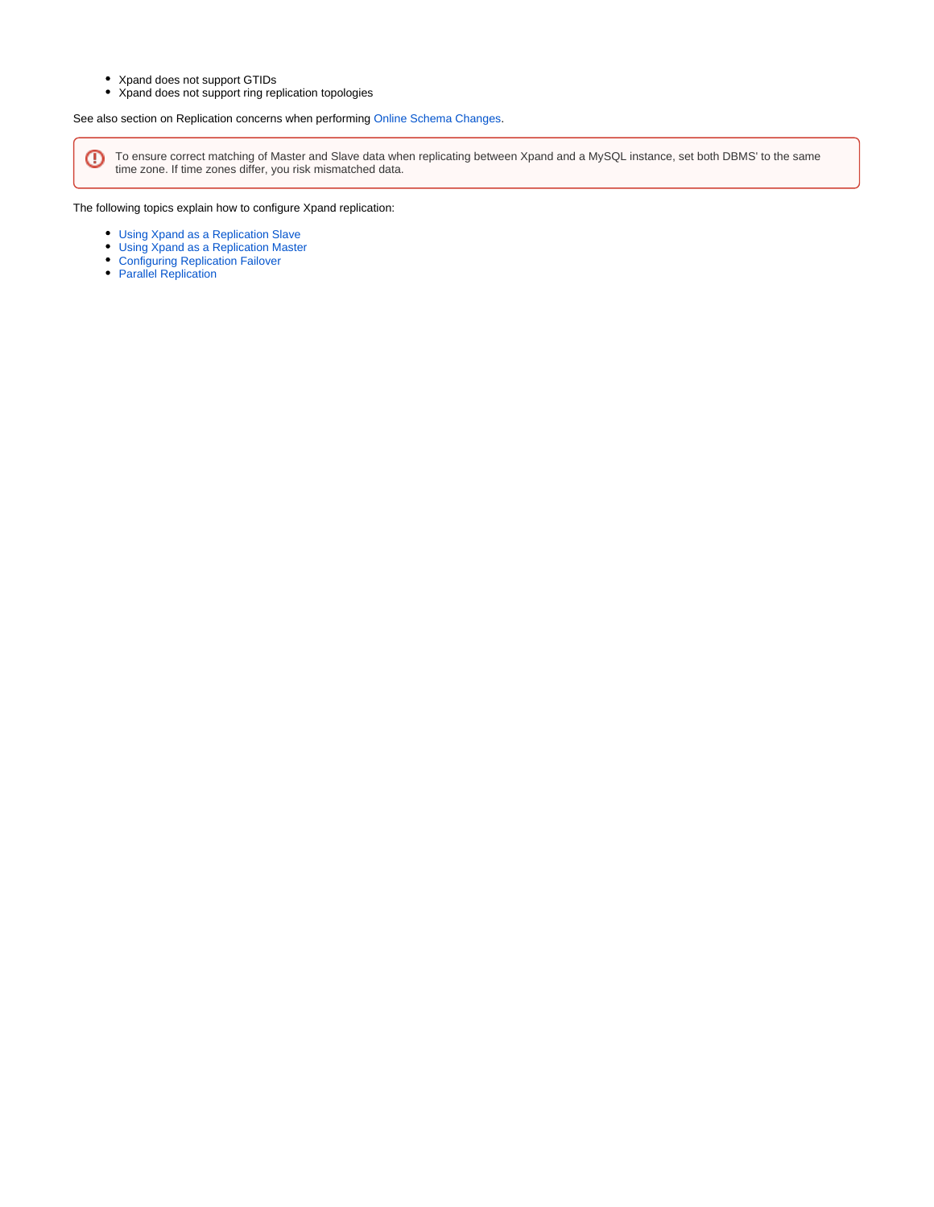- Xpand does not support GTIDs
- Xpand does not support ring replication topologies

See also section on Replication concerns when performing Online Schema Changes.

> To ensure correct matching of Master and Slave data when replicating between Xpand and a MySQL instance, set both DBMS' to the same time zone. If time zones differ, you risk mismatched data.

The following topics explain how to configure Xpand replication:

- Using Xpand as a Replication Slave
- Using Xpand as a Replication Master
- Configuring Replication Failover
- Parallel Replication